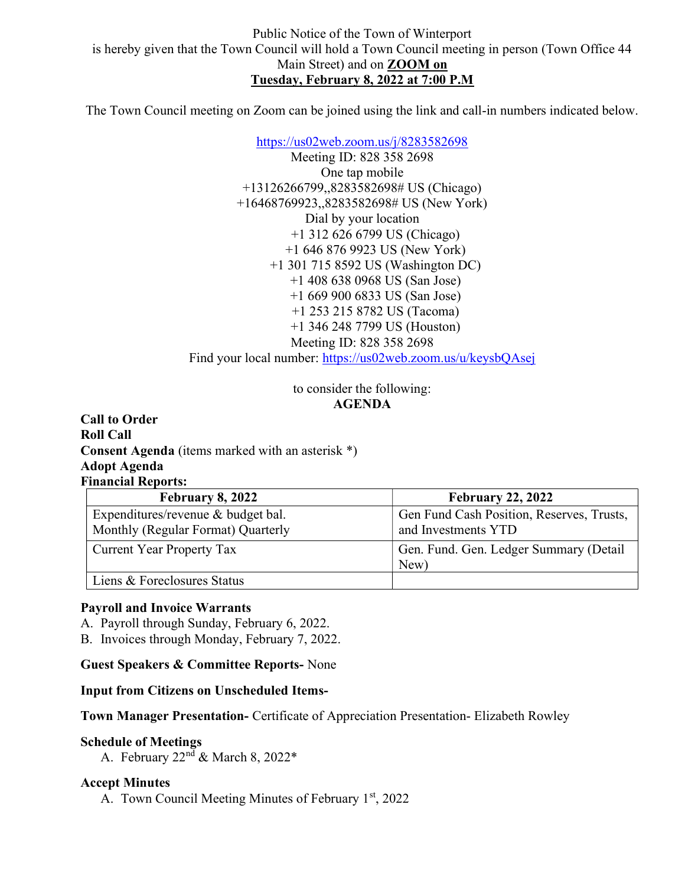Public Notice of the Town of Winterport
is hereby given that the Town Council will hold a Town Council meeting in person (Town Office 44 Main Street) and on **ZOOM on**
**Tuesday, February 8, 2022 at 7:00 P.M**

The Town Council meeting on Zoom can be joined using the link and call-in numbers indicated below.

https://us02web.zoom.us/j/8283582698
Meeting ID: 828 358 2698
One tap mobile
+13126266799,,8283582698# US (Chicago)
+16468769923,,8283582698# US (New York)
Dial by your location
+1 312 626 6799 US (Chicago)
+1 646 876 9923 US (New York)
+1 301 715 8592 US (Washington DC)
+1 408 638 0968 US (San Jose)
+1 669 900 6833 US (San Jose)
+1 253 215 8782 US (Tacoma)
+1 346 248 7799 US (Houston)
Meeting ID: 828 358 2698
Find your local number: https://us02web.zoom.us/u/keysbQAsej

to consider the following:

**AGENDA**

**Call to Order**
**Roll Call**
**Consent Agenda** (items marked with an asterisk *)
**Adopt Agenda**
**Financial Reports:**

| February 8, 2022 | February 22, 2022 |
|---|---|
| Expenditures/revenue & budget bal. Monthly (Regular Format) Quarterly | Gen Fund Cash Position, Reserves, Trusts, and Investments YTD |
| Current Year Property Tax | Gen. Fund. Gen. Ledger Summary (Detail New) |
| Liens & Foreclosures Status | |

**Payroll and Invoice Warrants**

A. Payroll through Sunday, February 6, 2022.
B. Invoices through Monday, February 7, 2022.

**Guest Speakers & Committee Reports-** None

**Input from Citizens on Unscheduled Items-**

**Town Manager Presentation-** Certificate of Appreciation Presentation- Elizabeth Rowley

**Schedule of Meetings**

A. February 22nd & March 8, 2022*

**Accept Minutes**

A. Town Council Meeting Minutes of February 1st, 2022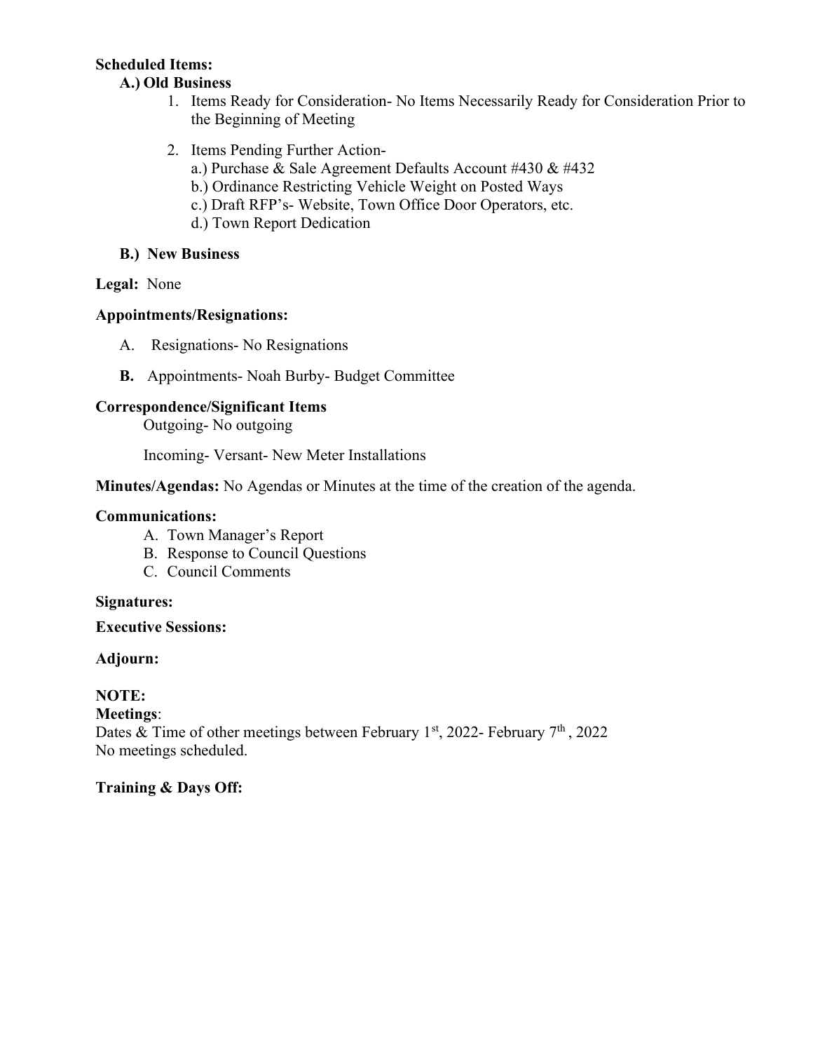**Scheduled Items:**

**A.) Old Business**

1. Items Ready for Consideration- No Items Necessarily Ready for Consideration Prior to the Beginning of Meeting

2. Items Pending Further Action-
   a.) Purchase & Sale Agreement Defaults Account #430 & #432
   b.) Ordinance Restricting Vehicle Weight on Posted Ways
   c.) Draft RFP's- Website, Town Office Door Operators, etc.
   d.) Town Report Dedication

**B.) New Business**

**Legal:** None

**Appointments/Resignations:**

A. Resignations- No Resignations

**B.** Appointments- Noah Burby- Budget Committee

**Correspondence/Significant Items**

Outgoing- No outgoing

Incoming- Versant- New Meter Installations

**Minutes/Agendas:** No Agendas or Minutes at the time of the creation of the agenda.

**Communications:**

A. Town Manager's Report
B. Response to Council Questions
C. Council Comments

**Signatures:**

**Executive Sessions:**

**Adjourn:**

**NOTE:**

**Meetings**:

Dates & Time of other meetings between February 1st, 2022- February 7th, 2022
No meetings scheduled.

**Training & Days Off:**